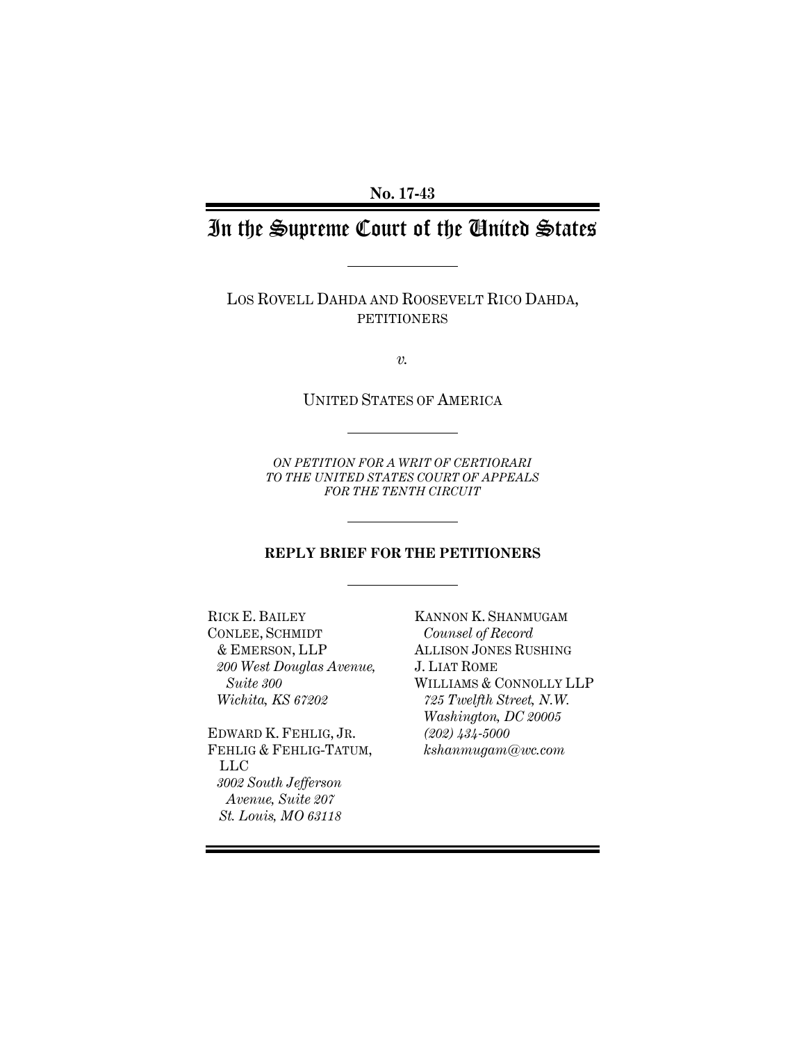**No. 17-43**

# In the Supreme Court of the United States

LOS ROVELL DAHDA AND ROOSEVELT RICO DAHDA,
PETITIONERS

*v.*

UNITED STATES OF AMERICA

*ON PETITION FOR A WRIT OF CERTIORARI
TO THE UNITED STATES COURT OF APPEALS
FOR THE TENTH CIRCUIT*

**REPLY BRIEF FOR THE PETITIONERS**

RICK E. BAILEY
CONLEE, SCHMIDT
& EMERSON, LLP
*200 West Douglas Avenue,
Suite 300
Wichita, KS 67202*

EDWARD K. FEHLIG, JR.
FEHLIG & FEHLIG-TATUM,
LLC
*3002 South Jefferson
Avenue, Suite 207
St. Louis, MO 63118*

KANNON K. SHANMUGAM
*Counsel of Record*
ALLISON JONES RUSHING
J. LIAT ROME
WILLIAMS & CONNOLLY LLP
*725 Twelfth Street, N.W.
Washington, DC 20005
(202) 434-5000
kshanmugam@wc.com*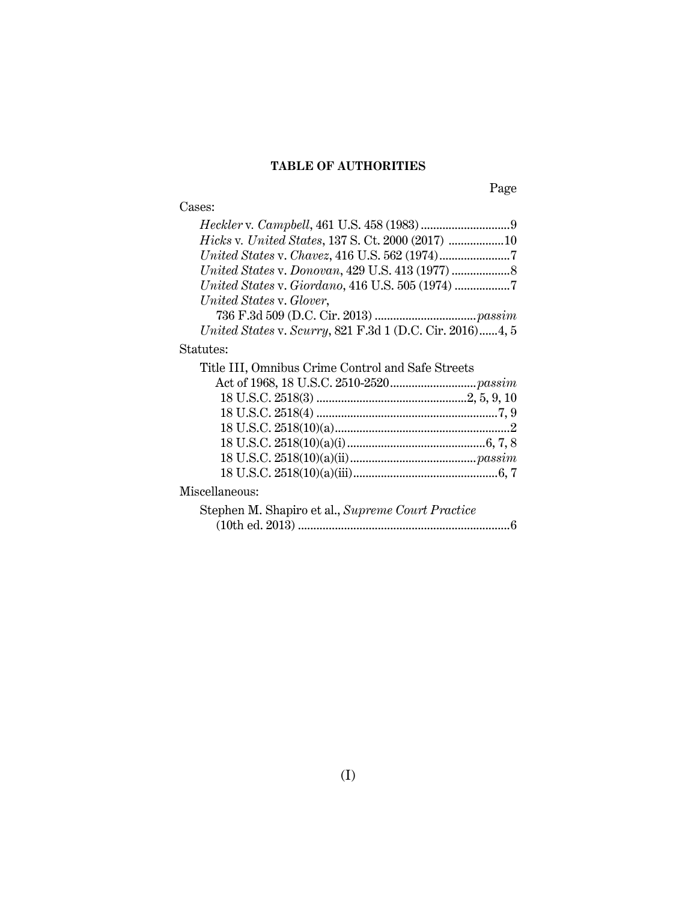## TABLE OF AUTHORITIES

Page

Cases:

*Heckler* v. *Campbell*, 461 U.S. 458 (1983) ............................9

*Hicks* v. *United States*, 137 S. Ct. 2000 (2017) ..................10

*United States* v. *Chavez*, 416 U.S. 562 (1974).......................7

*United States* v. *Donovan*, 429 U.S. 413 (1977) ...................8

*United States* v. *Giordano*, 416 U.S. 505 (1974) ..................7

*United States* v. *Glover*, 736 F.3d 509 (D.C. Cir. 2013) ................................*passim*

*United States* v. *Scurry*, 821 F.3d 1 (D.C. Cir. 2016)......4, 5

Statutes:

Title III, Omnibus Crime Control and Safe Streets Act of 1968, 18 U.S.C. 2510-2520............................*passim*

18 U.S.C. 2518(3) ................................................2, 5, 9, 10

18 U.S.C. 2518(4) ..........................................................7, 9

18 U.S.C. 2518(10)(a)........................................................2

18 U.S.C. 2518(10)(a)(i)............................................6, 7, 8

18 U.S.C. 2518(10)(a)(ii).........................................*passim*

18 U.S.C. 2518(10)(a)(iii)..............................................6, 7

Miscellaneous:

Stephen M. Shapiro et al., *Supreme Court Practice* (10th ed. 2013) ....................................................................6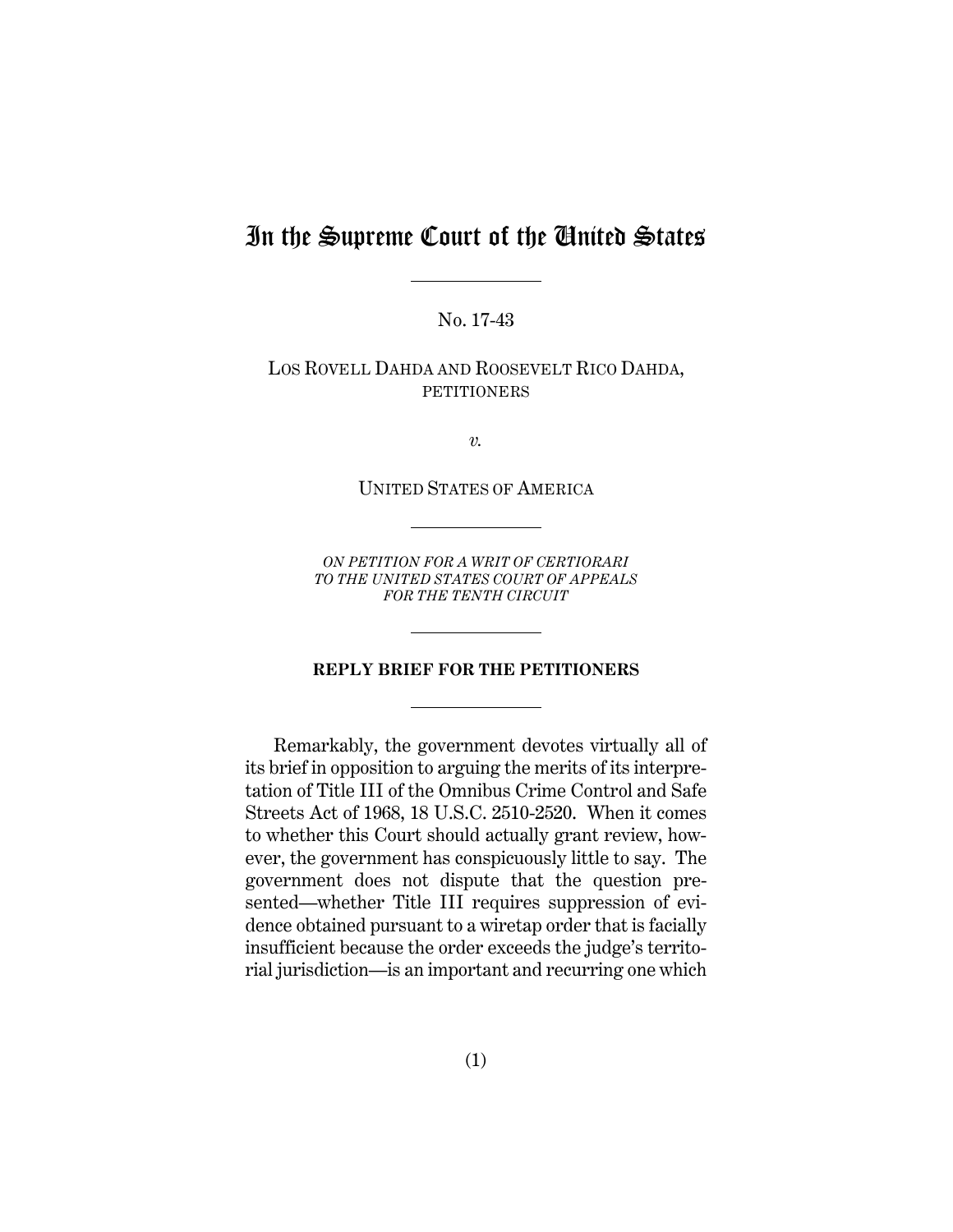# In the Supreme Court of the United States

No. 17-43

LOS ROVELL DAHDA AND ROOSEVELT RICO DAHDA, PETITIONERS

*v.*

UNITED STATES OF AMERICA

*ON PETITION FOR A WRIT OF CERTIORARI TO THE UNITED STATES COURT OF APPEALS FOR THE TENTH CIRCUIT*

**REPLY BRIEF FOR THE PETITIONERS**

Remarkably, the government devotes virtually all of its brief in opposition to arguing the merits of its interpretation of Title III of the Omnibus Crime Control and Safe Streets Act of 1968, 18 U.S.C. 2510-2520. When it comes to whether this Court should actually grant review, however, the government has conspicuously little to say. The government does not dispute that the question presented—whether Title III requires suppression of evidence obtained pursuant to a wiretap order that is facially insufficient because the order exceeds the judge's territorial jurisdiction—is an important and recurring one which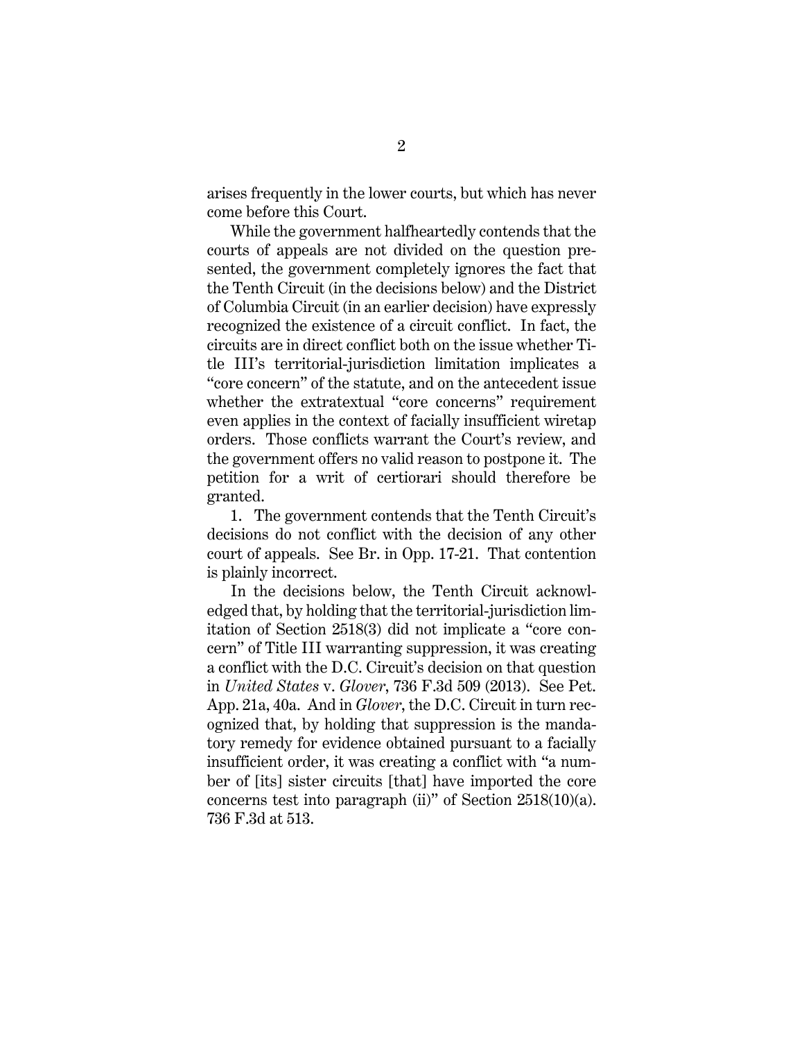arises frequently in the lower courts, but which has never come before this Court.

While the government halfheartedly contends that the courts of appeals are not divided on the question presented, the government completely ignores the fact that the Tenth Circuit (in the decisions below) and the District of Columbia Circuit (in an earlier decision) have expressly recognized the existence of a circuit conflict. In fact, the circuits are in direct conflict both on the issue whether Title III's territorial-jurisdiction limitation implicates a "core concern" of the statute, and on the antecedent issue whether the extratextual "core concerns" requirement even applies in the context of facially insufficient wiretap orders. Those conflicts warrant the Court's review, and the government offers no valid reason to postpone it. The petition for a writ of certiorari should therefore be granted.

1. The government contends that the Tenth Circuit's decisions do not conflict with the decision of any other court of appeals. See Br. in Opp. 17-21. That contention is plainly incorrect.

In the decisions below, the Tenth Circuit acknowledged that, by holding that the territorial-jurisdiction limitation of Section 2518(3) did not implicate a "core concern" of Title III warranting suppression, it was creating a conflict with the D.C. Circuit's decision on that question in *United States* v. *Glover*, 736 F.3d 509 (2013). See Pet. App. 21a, 40a. And in *Glover*, the D.C. Circuit in turn recognized that, by holding that suppression is the mandatory remedy for evidence obtained pursuant to a facially insufficient order, it was creating a conflict with "a number of [its] sister circuits [that] have imported the core concerns test into paragraph (ii)" of Section 2518(10)(a). 736 F.3d at 513.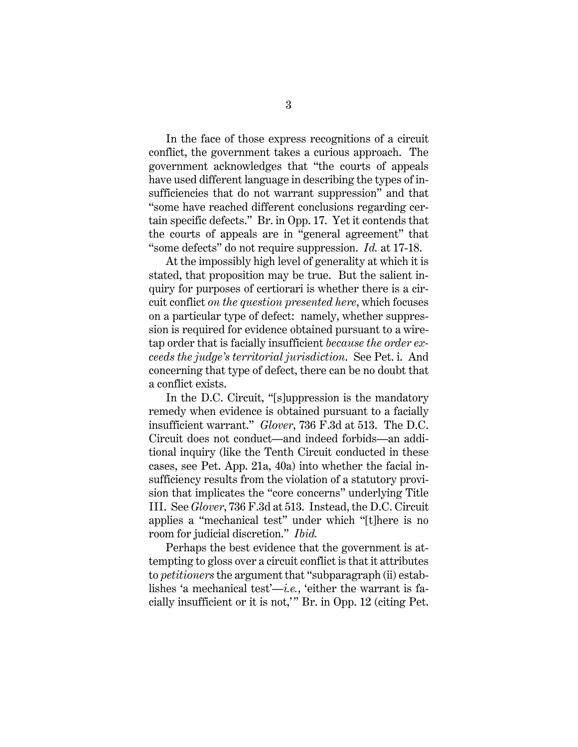In the face of those express recognitions of a circuit conflict, the government takes a curious approach. The government acknowledges that "the courts of appeals have used different language in describing the types of insufficiencies that do not warrant suppression" and that "some have reached different conclusions regarding certain specific defects." Br. in Opp. 17. Yet it contends that the courts of appeals are in "general agreement" that "some defects" do not require suppression. *Id.* at 17-18.

At the impossibly high level of generality at which it is stated, that proposition may be true. But the salient inquiry for purposes of certiorari is whether there is a circuit conflict *on the question presented here*, which focuses on a particular type of defect: namely, whether suppression is required for evidence obtained pursuant to a wiretap order that is facially insufficient *because the order exceeds the judge's territorial jurisdiction*. See Pet. i. And concerning that type of defect, there can be no doubt that a conflict exists.

In the D.C. Circuit, "[s]uppression is the mandatory remedy when evidence is obtained pursuant to a facially insufficient warrant." *Glover*, 736 F.3d at 513. The D.C. Circuit does not conduct—and indeed forbids—an additional inquiry (like the Tenth Circuit conducted in these cases, see Pet. App. 21a, 40a) into whether the facial insufficiency results from the violation of a statutory provision that implicates the "core concerns" underlying Title III. See *Glover*, 736 F.3d at 513. Instead, the D.C. Circuit applies a "mechanical test" under which "[t]here is no room for judicial discretion." *Ibid.*

Perhaps the best evidence that the government is attempting to gloss over a circuit conflict is that it attributes to *petitioners* the argument that "subparagraph (ii) establishes 'a mechanical test'—*i.e.*, 'either the warrant is facially insufficient or it is not,'" Br. in Opp. 12 (citing Pet.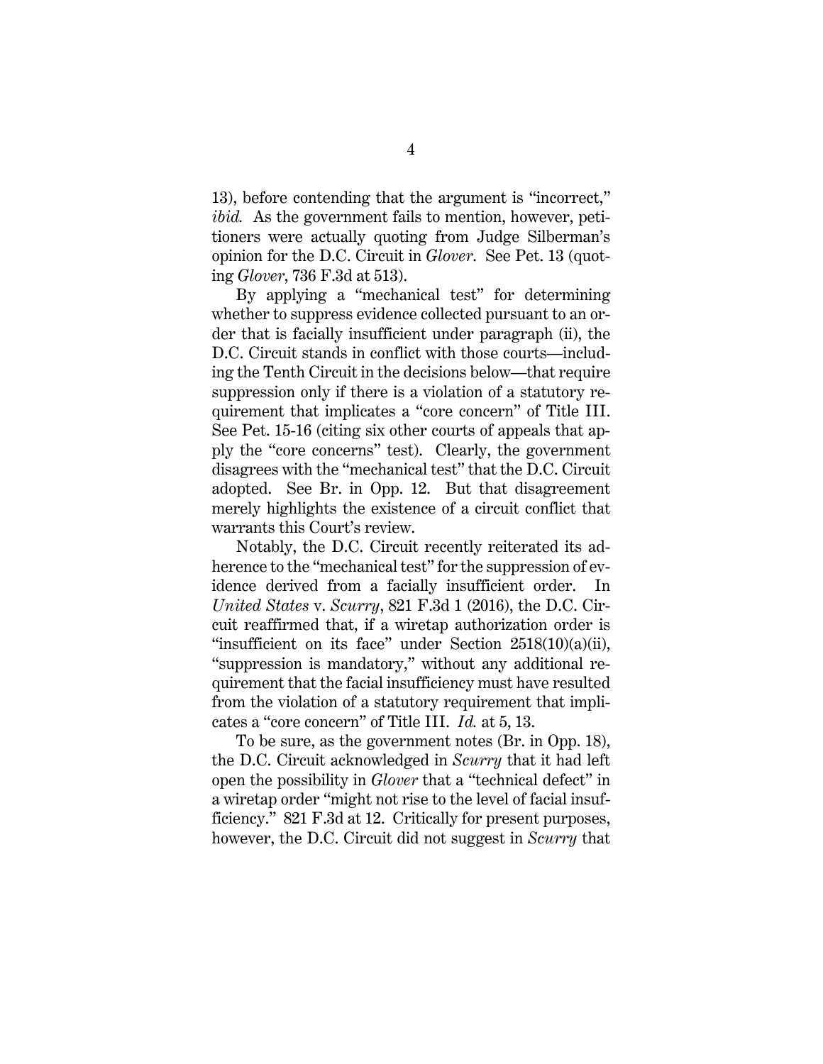13), before contending that the argument is "incorrect," *ibid.* As the government fails to mention, however, petitioners were actually quoting from Judge Silberman's opinion for the D.C. Circuit in *Glover*. See Pet. 13 (quoting *Glover*, 736 F.3d at 513).

By applying a "mechanical test" for determining whether to suppress evidence collected pursuant to an order that is facially insufficient under paragraph (ii), the D.C. Circuit stands in conflict with those courts—including the Tenth Circuit in the decisions below—that require suppression only if there is a violation of a statutory requirement that implicates a "core concern" of Title III. See Pet. 15-16 (citing six other courts of appeals that apply the "core concerns" test). Clearly, the government disagrees with the "mechanical test" that the D.C. Circuit adopted. See Br. in Opp. 12. But that disagreement merely highlights the existence of a circuit conflict that warrants this Court's review.

Notably, the D.C. Circuit recently reiterated its adherence to the "mechanical test" for the suppression of evidence derived from a facially insufficient order. In *United States* v. *Scurry*, 821 F.3d 1 (2016), the D.C. Circuit reaffirmed that, if a wiretap authorization order is "insufficient on its face" under Section 2518(10)(a)(ii), "suppression is mandatory," without any additional requirement that the facial insufficiency must have resulted from the violation of a statutory requirement that implicates a "core concern" of Title III. *Id.* at 5, 13.

To be sure, as the government notes (Br. in Opp. 18), the D.C. Circuit acknowledged in *Scurry* that it had left open the possibility in *Glover* that a "technical defect" in a wiretap order "might not rise to the level of facial insufficiency." 821 F.3d at 12. Critically for present purposes, however, the D.C. Circuit did not suggest in *Scurry* that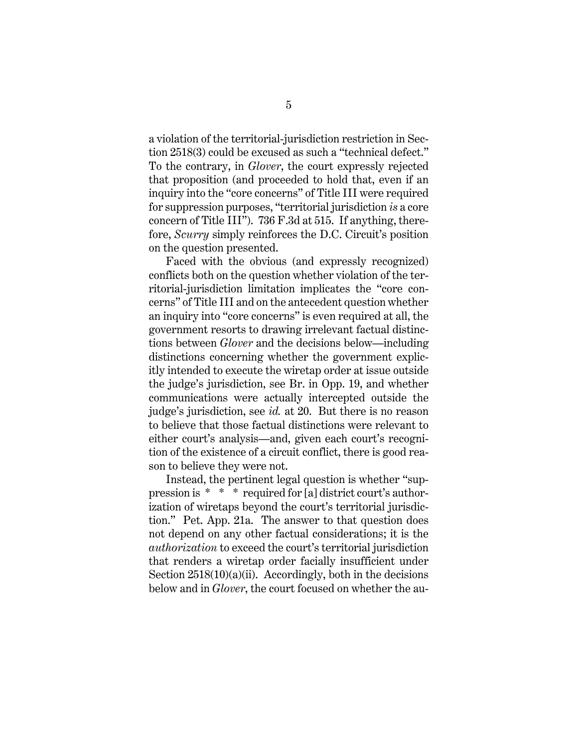a violation of the territorial-jurisdiction restriction in Section 2518(3) could be excused as such a "technical defect." To the contrary, in *Glover*, the court expressly rejected that proposition (and proceeded to hold that, even if an inquiry into the "core concerns" of Title III were required for suppression purposes, "territorial jurisdiction *is* a core concern of Title III"). 736 F.3d at 515. If anything, therefore, *Scurry* simply reinforces the D.C. Circuit's position on the question presented.

Faced with the obvious (and expressly recognized) conflicts both on the question whether violation of the territorial-jurisdiction limitation implicates the "core concerns" of Title III and on the antecedent question whether an inquiry into "core concerns" is even required at all, the government resorts to drawing irrelevant factual distinctions between *Glover* and the decisions below—including distinctions concerning whether the government explicitly intended to execute the wiretap order at issue outside the judge's jurisdiction, see Br. in Opp. 19, and whether communications were actually intercepted outside the judge's jurisdiction, see *id.* at 20. But there is no reason to believe that those factual distinctions were relevant to either court's analysis—and, given each court's recognition of the existence of a circuit conflict, there is good reason to believe they were not.

Instead, the pertinent legal question is whether "suppression is * * * required for [a] district court's authorization of wiretaps beyond the court's territorial jurisdiction." Pet. App. 21a. The answer to that question does not depend on any other factual considerations; it is the *authorization* to exceed the court's territorial jurisdiction that renders a wiretap order facially insufficient under Section 2518(10)(a)(ii). Accordingly, both in the decisions below and in *Glover*, the court focused on whether the au-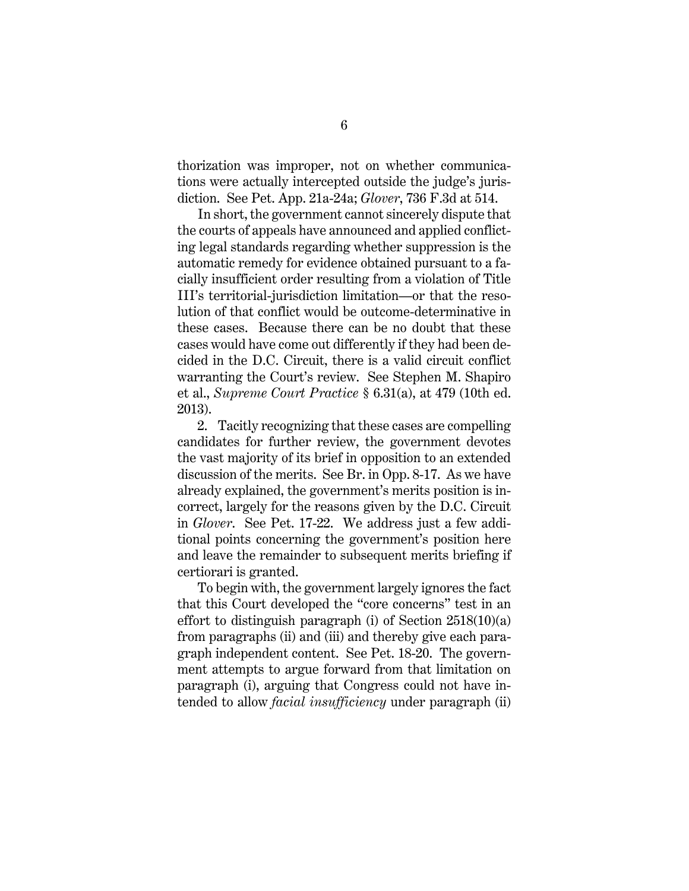thorization was improper, not on whether communications were actually intercepted outside the judge's jurisdiction. See Pet. App. 21a-24a; *Glover*, 736 F.3d at 514.

In short, the government cannot sincerely dispute that the courts of appeals have announced and applied conflicting legal standards regarding whether suppression is the automatic remedy for evidence obtained pursuant to a facially insufficient order resulting from a violation of Title III's territorial-jurisdiction limitation—or that the resolution of that conflict would be outcome-determinative in these cases. Because there can be no doubt that these cases would have come out differently if they had been decided in the D.C. Circuit, there is a valid circuit conflict warranting the Court's review. See Stephen M. Shapiro et al., *Supreme Court Practice* § 6.31(a), at 479 (10th ed. 2013).

2. Tacitly recognizing that these cases are compelling candidates for further review, the government devotes the vast majority of its brief in opposition to an extended discussion of the merits. See Br. in Opp. 8-17. As we have already explained, the government's merits position is incorrect, largely for the reasons given by the D.C. Circuit in *Glover*. See Pet. 17-22. We address just a few additional points concerning the government's position here and leave the remainder to subsequent merits briefing if certiorari is granted.

To begin with, the government largely ignores the fact that this Court developed the "core concerns" test in an effort to distinguish paragraph (i) of Section 2518(10)(a) from paragraphs (ii) and (iii) and thereby give each paragraph independent content. See Pet. 18-20. The government attempts to argue forward from that limitation on paragraph (i), arguing that Congress could not have intended to allow *facial insufficiency* under paragraph (ii)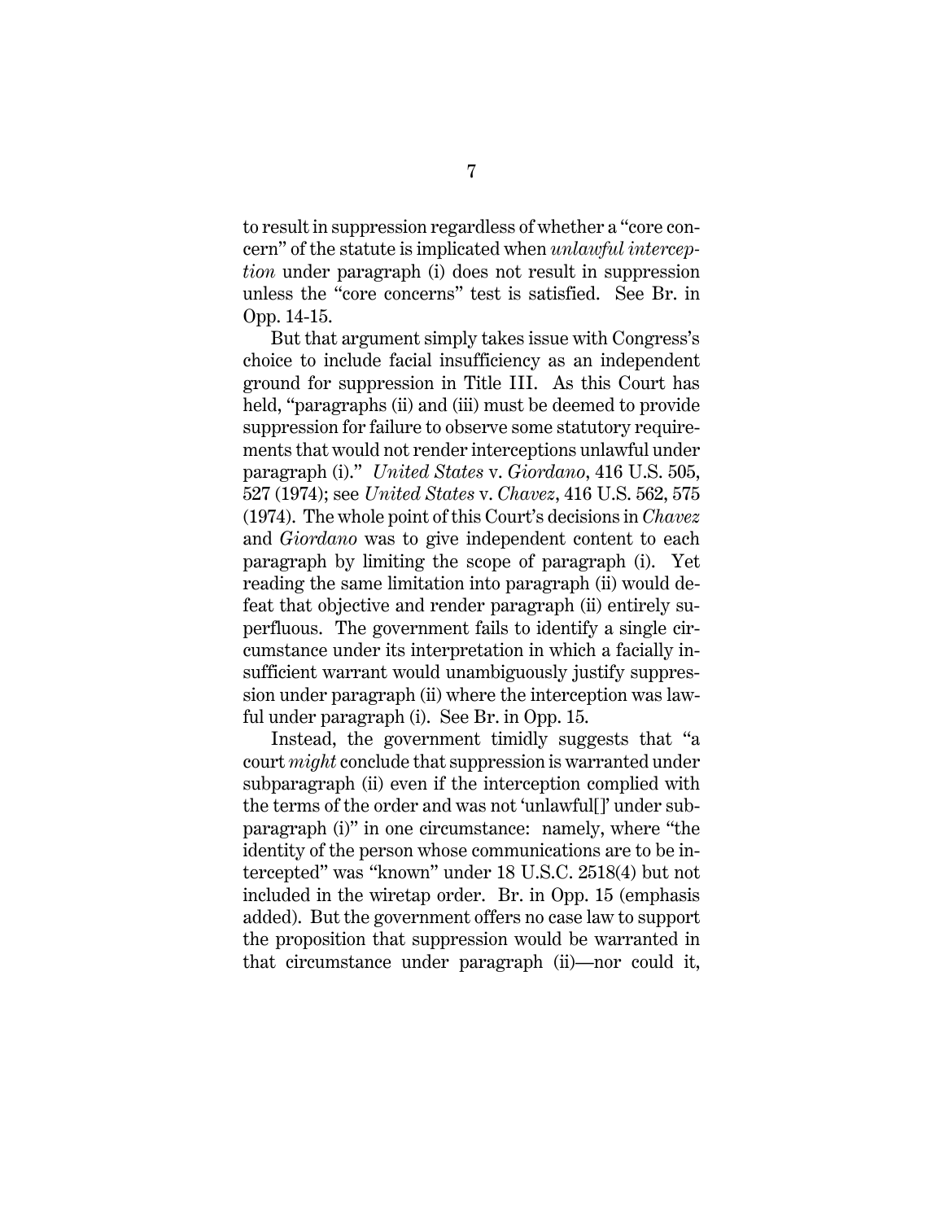to result in suppression regardless of whether a "core concern" of the statute is implicated when *unlawful interception* under paragraph (i) does not result in suppression unless the "core concerns" test is satisfied. See Br. in Opp. 14-15.

But that argument simply takes issue with Congress's choice to include facial insufficiency as an independent ground for suppression in Title III. As this Court has held, "paragraphs (ii) and (iii) must be deemed to provide suppression for failure to observe some statutory requirements that would not render interceptions unlawful under paragraph (i)." *United States* v. *Giordano*, 416 U.S. 505, 527 (1974); see *United States* v. *Chavez*, 416 U.S. 562, 575 (1974). The whole point of this Court's decisions in *Chavez* and *Giordano* was to give independent content to each paragraph by limiting the scope of paragraph (i). Yet reading the same limitation into paragraph (ii) would defeat that objective and render paragraph (ii) entirely superfluous. The government fails to identify a single circumstance under its interpretation in which a facially insufficient warrant would unambiguously justify suppression under paragraph (ii) where the interception was lawful under paragraph (i). See Br. in Opp. 15.

Instead, the government timidly suggests that "a court *might* conclude that suppression is warranted under subparagraph (ii) even if the interception complied with the terms of the order and was not 'unlawful[]' under subparagraph (i)" in one circumstance: namely, where "the identity of the person whose communications are to be intercepted" was "known" under 18 U.S.C. 2518(4) but not included in the wiretap order. Br. in Opp. 15 (emphasis added). But the government offers no case law to support the proposition that suppression would be warranted in that circumstance under paragraph (ii)—nor could it,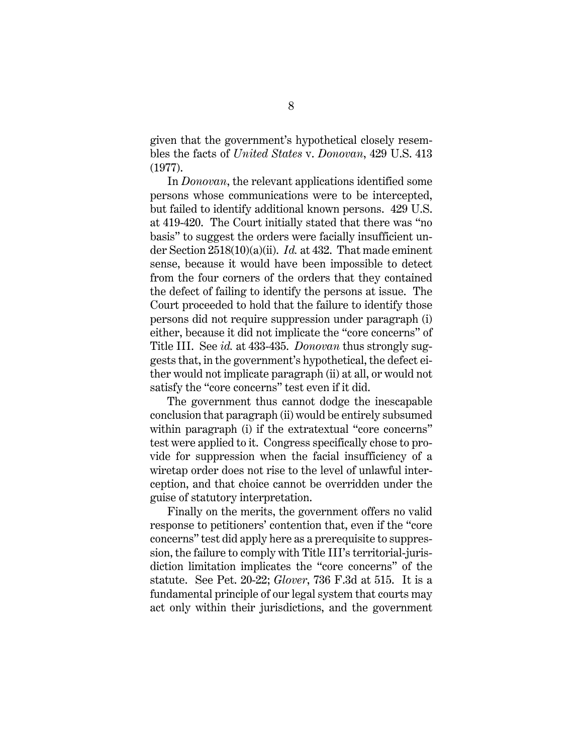given that the government's hypothetical closely resembles the facts of *United States* v. *Donovan*, 429 U.S. 413 (1977).

In *Donovan*, the relevant applications identified some persons whose communications were to be intercepted, but failed to identify additional known persons. 429 U.S. at 419-420. The Court initially stated that there was "no basis" to suggest the orders were facially insufficient under Section 2518(10)(a)(ii). *Id.* at 432. That made eminent sense, because it would have been impossible to detect from the four corners of the orders that they contained the defect of failing to identify the persons at issue. The Court proceeded to hold that the failure to identify those persons did not require suppression under paragraph (i) either, because it did not implicate the "core concerns" of Title III. See *id.* at 433-435. *Donovan* thus strongly suggests that, in the government's hypothetical, the defect either would not implicate paragraph (ii) at all, or would not satisfy the "core concerns" test even if it did.

The government thus cannot dodge the inescapable conclusion that paragraph (ii) would be entirely subsumed within paragraph (i) if the extratextual "core concerns" test were applied to it. Congress specifically chose to provide for suppression when the facial insufficiency of a wiretap order does not rise to the level of unlawful interception, and that choice cannot be overridden under the guise of statutory interpretation.

Finally on the merits, the government offers no valid response to petitioners' contention that, even if the "core concerns" test did apply here as a prerequisite to suppression, the failure to comply with Title III's territorial-jurisdiction limitation implicates the "core concerns" of the statute. See Pet. 20-22; *Glover*, 736 F.3d at 515. It is a fundamental principle of our legal system that courts may act only within their jurisdictions, and the government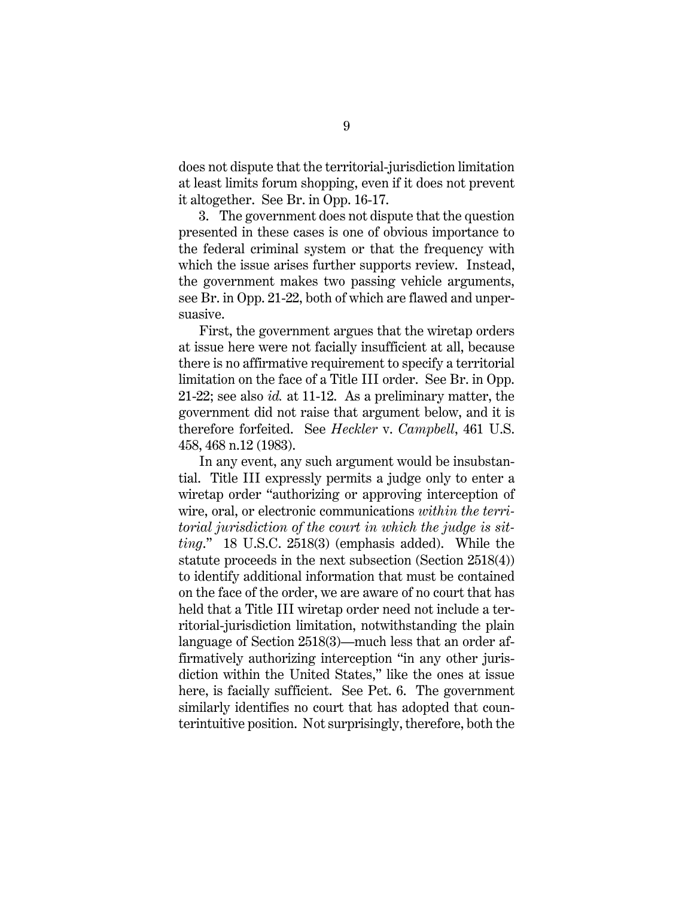does not dispute that the territorial-jurisdiction limitation at least limits forum shopping, even if it does not prevent it altogether. See Br. in Opp. 16-17.

3. The government does not dispute that the question presented in these cases is one of obvious importance to the federal criminal system or that the frequency with which the issue arises further supports review. Instead, the government makes two passing vehicle arguments, see Br. in Opp. 21-22, both of which are flawed and unpersuasive.

First, the government argues that the wiretap orders at issue here were not facially insufficient at all, because there is no affirmative requirement to specify a territorial limitation on the face of a Title III order. See Br. in Opp. 21-22; see also *id.* at 11-12. As a preliminary matter, the government did not raise that argument below, and it is therefore forfeited. See *Heckler* v. *Campbell*, 461 U.S. 458, 468 n.12 (1983).

In any event, any such argument would be insubstantial. Title III expressly permits a judge only to enter a wiretap order "authorizing or approving interception of wire, oral, or electronic communications *within the territorial jurisdiction of the court in which the judge is sitting*." 18 U.S.C. 2518(3) (emphasis added). While the statute proceeds in the next subsection (Section 2518(4)) to identify additional information that must be contained on the face of the order, we are aware of no court that has held that a Title III wiretap order need not include a territorial-jurisdiction limitation, notwithstanding the plain language of Section 2518(3)—much less that an order affirmatively authorizing interception "in any other jurisdiction within the United States," like the ones at issue here, is facially sufficient. See Pet. 6. The government similarly identifies no court that has adopted that counterintuitive position. Not surprisingly, therefore, both the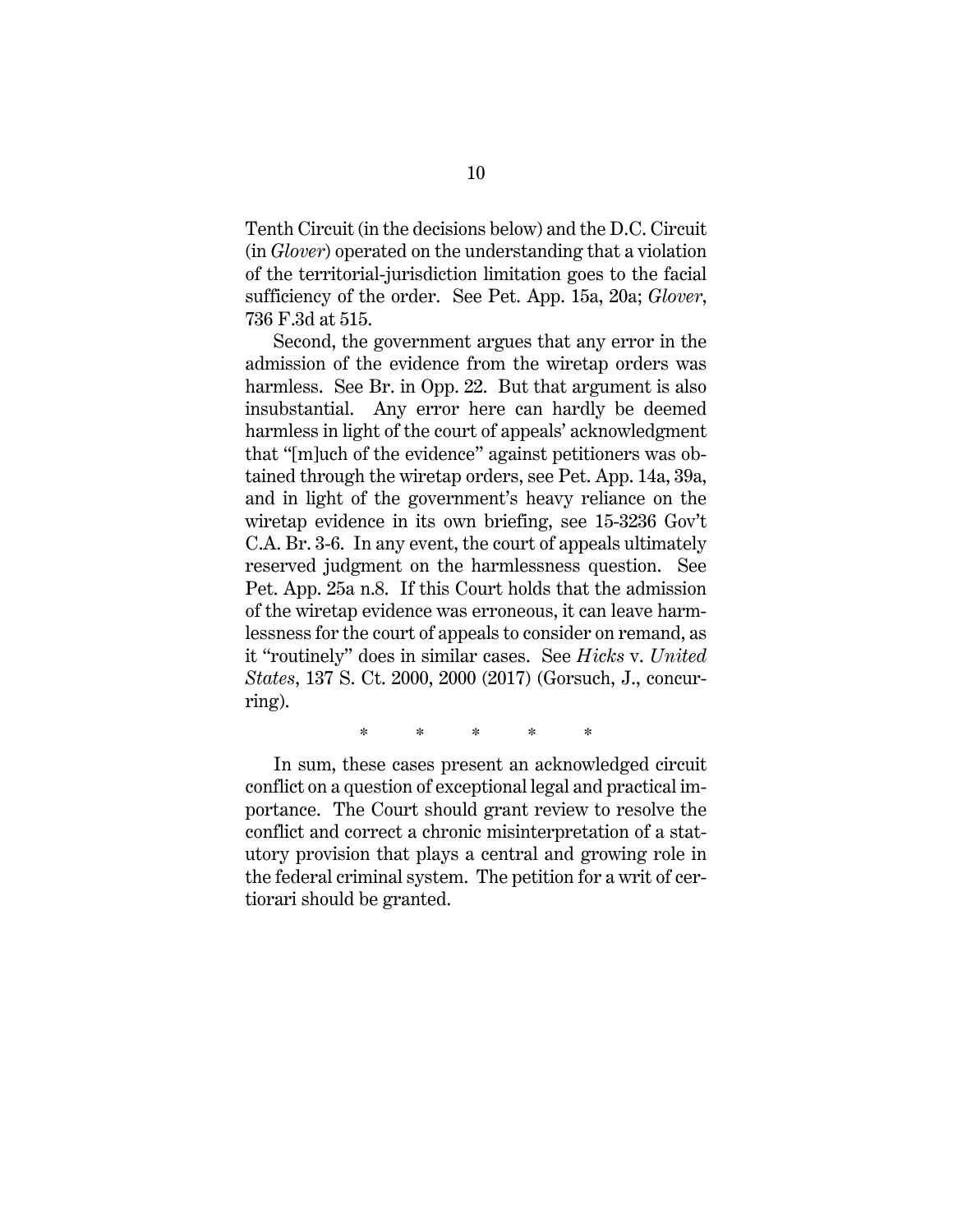Tenth Circuit (in the decisions below) and the D.C. Circuit (in *Glover*) operated on the understanding that a violation of the territorial-jurisdiction limitation goes to the facial sufficiency of the order. See Pet. App. 15a, 20a; *Glover*, 736 F.3d at 515.

Second, the government argues that any error in the admission of the evidence from the wiretap orders was harmless. See Br. in Opp. 22. But that argument is also insubstantial. Any error here can hardly be deemed harmless in light of the court of appeals' acknowledgment that "[m]uch of the evidence" against petitioners was obtained through the wiretap orders, see Pet. App. 14a, 39a, and in light of the government's heavy reliance on the wiretap evidence in its own briefing, see 15-3236 Gov't C.A. Br. 3-6. In any event, the court of appeals ultimately reserved judgment on the harmlessness question. See Pet. App. 25a n.8. If this Court holds that the admission of the wiretap evidence was erroneous, it can leave harmlessness for the court of appeals to consider on remand, as it "routinely" does in similar cases. See *Hicks* v. *United States*, 137 S. Ct. 2000, 2000 (2017) (Gorsuch, J., concurring).

\* \* \* \* \*

In sum, these cases present an acknowledged circuit conflict on a question of exceptional legal and practical importance. The Court should grant review to resolve the conflict and correct a chronic misinterpretation of a statutory provision that plays a central and growing role in the federal criminal system. The petition for a writ of certiorari should be granted.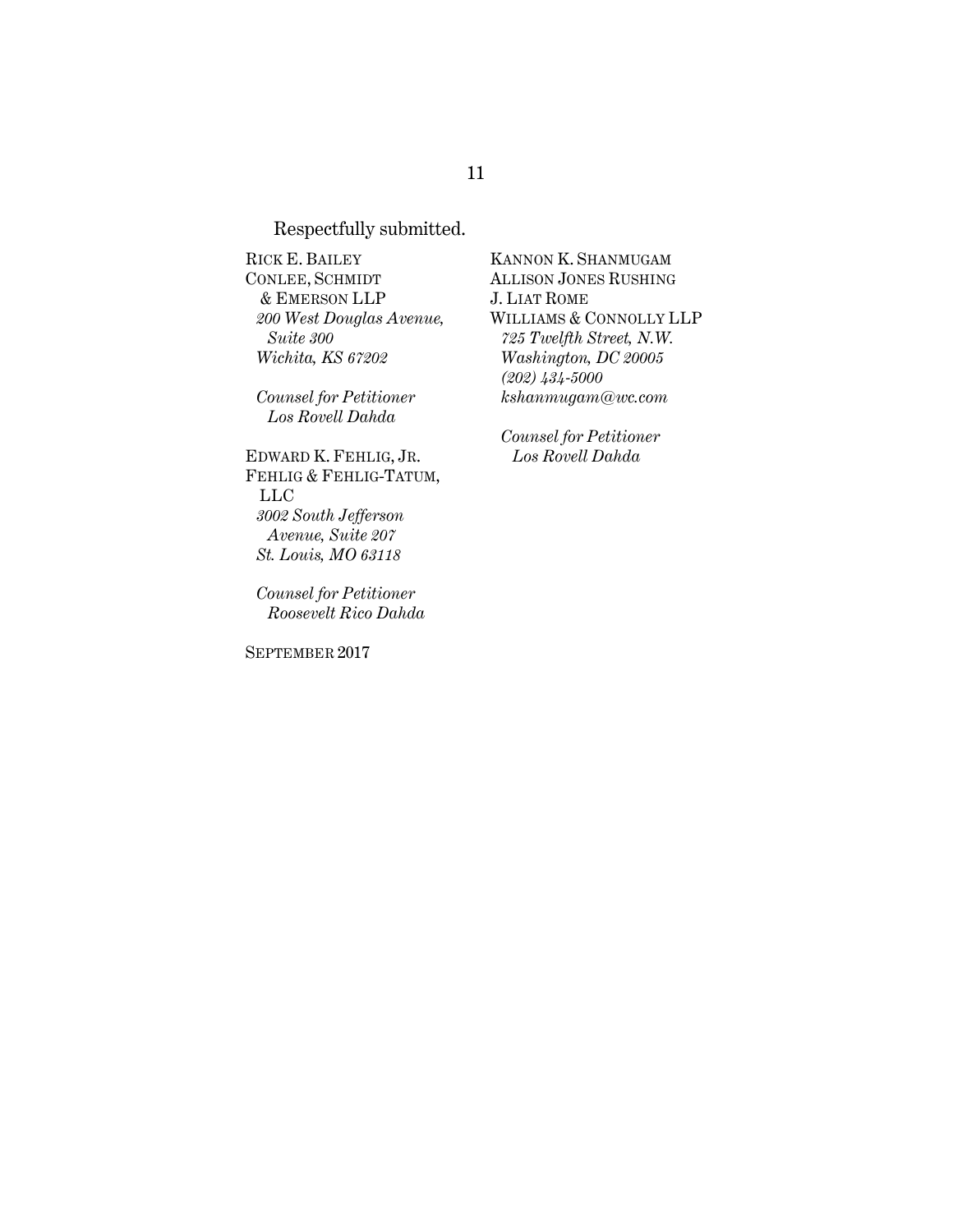Respectfully submitted.

RICK E. BAILEY
CONLEE, SCHMIDT
& EMERSON LLP
*200 West Douglas Avenue,*
*Suite 300*
*Wichita, KS 67202*

*Counsel for Petitioner*
*Los Rovell Dahda*

EDWARD K. FEHLIG, JR.
FEHLIG & FEHLIG-TATUM,
LLC
*3002 South Jefferson*
*Avenue, Suite 207*
*St. Louis, MO 63118*

*Counsel for Petitioner*
*Roosevelt Rico Dahda*

KANNON K. SHANMUGAM
ALLISON JONES RUSHING
J. LIAT ROME
WILLIAMS & CONNOLLY LLP
*725 Twelfth Street, N.W.*
*Washington, DC 20005*
*(202) 434-5000*
*kshanmugam@wc.com*

*Counsel for Petitioner*
*Los Rovell Dahda*

SEPTEMBER 2017